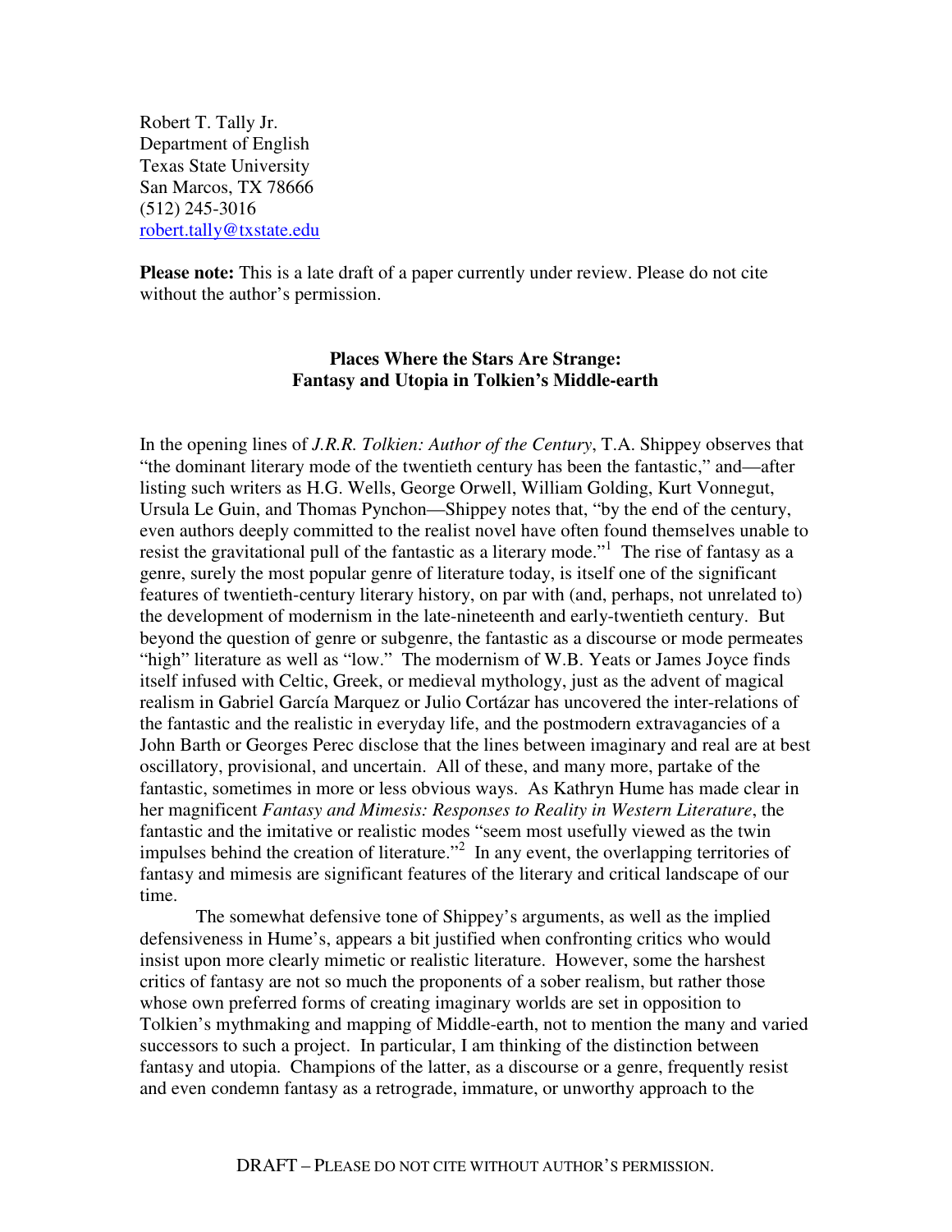Robert T. Tally Jr.
Department of English
Texas State University
San Marcos, TX 78666
(512) 245-3016
robert.tally@txstate.edu

**Please note:** This is a late draft of a paper currently under review. Please do not cite without the author's permission.

## Places Where the Stars Are Strange: Fantasy and Utopia in Tolkien's Middle-earth

In the opening lines of *J.R.R. Tolkien: Author of the Century*, T.A. Shippey observes that "the dominant literary mode of the twentieth century has been the fantastic," and—after listing such writers as H.G. Wells, George Orwell, William Golding, Kurt Vonnegut, Ursula Le Guin, and Thomas Pynchon—Shippey notes that, "by the end of the century, even authors deeply committed to the realist novel have often found themselves unable to resist the gravitational pull of the fantastic as a literary mode."[1] The rise of fantasy as a genre, surely the most popular genre of literature today, is itself one of the significant features of twentieth-century literary history, on par with (and, perhaps, not unrelated to) the development of modernism in the late-nineteenth and early-twentieth century. But beyond the question of genre or subgenre, the fantastic as a discourse or mode permeates "high" literature as well as "low." The modernism of W.B. Yeats or James Joyce finds itself infused with Celtic, Greek, or medieval mythology, just as the advent of magical realism in Gabriel García Marquez or Julio Cortázar has uncovered the inter-relations of the fantastic and the realistic in everyday life, and the postmodern extravagancies of a John Barth or Georges Perec disclose that the lines between imaginary and real are at best oscillatory, provisional, and uncertain. All of these, and many more, partake of the fantastic, sometimes in more or less obvious ways. As Kathryn Hume has made clear in her magnificent *Fantasy and Mimesis: Responses to Reality in Western Literature*, the fantastic and the imitative or realistic modes "seem most usefully viewed as the twin impulses behind the creation of literature."[2] In any event, the overlapping territories of fantasy and mimesis are significant features of the literary and critical landscape of our time.

The somewhat defensive tone of Shippey's arguments, as well as the implied defensiveness in Hume's, appears a bit justified when confronting critics who would insist upon more clearly mimetic or realistic literature. However, some the harshest critics of fantasy are not so much the proponents of a sober realism, but rather those whose own preferred forms of creating imaginary worlds are set in opposition to Tolkien's mythmaking and mapping of Middle-earth, not to mention the many and varied successors to such a project. In particular, I am thinking of the distinction between fantasy and utopia. Champions of the latter, as a discourse or a genre, frequently resist and even condemn fantasy as a retrograde, immature, or unworthy approach to the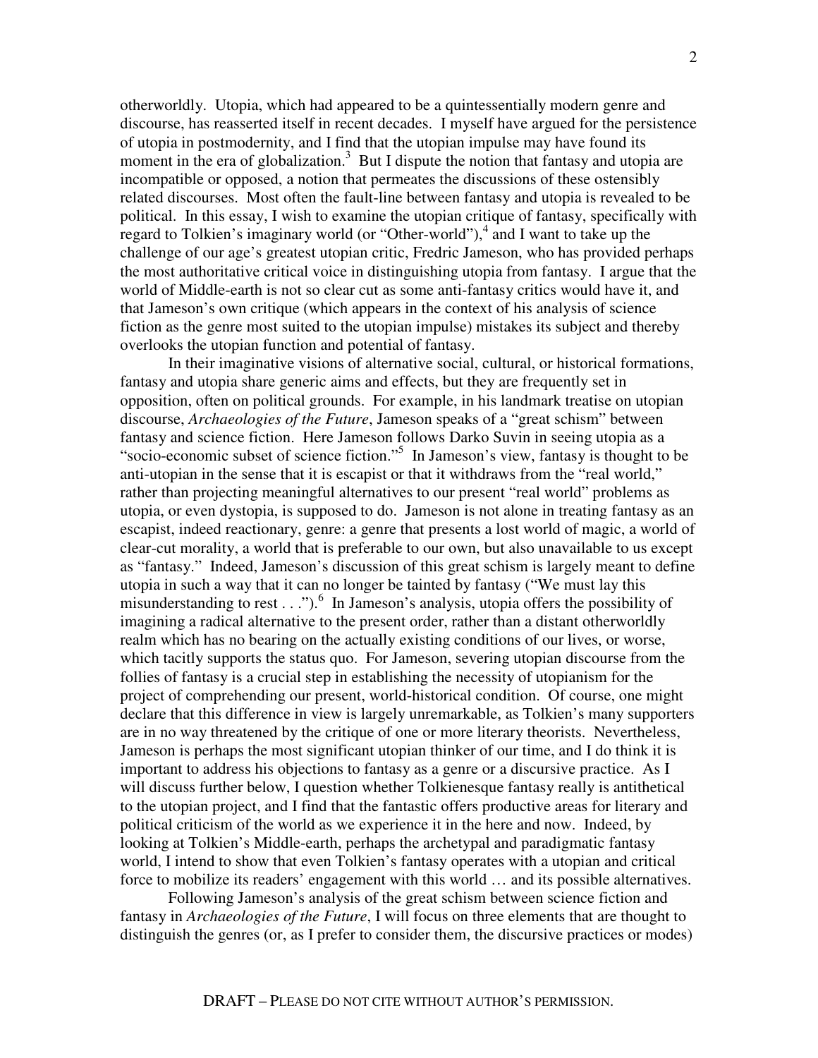otherworldly. Utopia, which had appeared to be a quintessentially modern genre and discourse, has reasserted itself in recent decades. I myself have argued for the persistence of utopia in postmodernity, and I find that the utopian impulse may have found its moment in the era of globalization.[3] But I dispute the notion that fantasy and utopia are incompatible or opposed, a notion that permeates the discussions of these ostensibly related discourses. Most often the fault-line between fantasy and utopia is revealed to be political. In this essay, I wish to examine the utopian critique of fantasy, specifically with regard to Tolkien's imaginary world (or "Other-world"),[4] and I want to take up the challenge of our age's greatest utopian critic, Fredric Jameson, who has provided perhaps the most authoritative critical voice in distinguishing utopia from fantasy. I argue that the world of Middle-earth is not so clear cut as some anti-fantasy critics would have it, and that Jameson's own critique (which appears in the context of his analysis of science fiction as the genre most suited to the utopian impulse) mistakes its subject and thereby overlooks the utopian function and potential of fantasy.

In their imaginative visions of alternative social, cultural, or historical formations, fantasy and utopia share generic aims and effects, but they are frequently set in opposition, often on political grounds. For example, in his landmark treatise on utopian discourse, *Archaeologies of the Future*, Jameson speaks of a "great schism" between fantasy and science fiction. Here Jameson follows Darko Suvin in seeing utopia as a "socio-economic subset of science fiction."[5] In Jameson's view, fantasy is thought to be anti-utopian in the sense that it is escapist or that it withdraws from the "real world," rather than projecting meaningful alternatives to our present "real world" problems as utopia, or even dystopia, is supposed to do. Jameson is not alone in treating fantasy as an escapist, indeed reactionary, genre: a genre that presents a lost world of magic, a world of clear-cut morality, a world that is preferable to our own, but also unavailable to us except as "fantasy." Indeed, Jameson's discussion of this great schism is largely meant to define utopia in such a way that it can no longer be tainted by fantasy ("We must lay this misunderstanding to rest . . .").[6] In Jameson's analysis, utopia offers the possibility of imagining a radical alternative to the present order, rather than a distant otherworldly realm which has no bearing on the actually existing conditions of our lives, or worse, which tacitly supports the status quo. For Jameson, severing utopian discourse from the follies of fantasy is a crucial step in establishing the necessity of utopianism for the project of comprehending our present, world-historical condition. Of course, one might declare that this difference in view is largely unremarkable, as Tolkien's many supporters are in no way threatened by the critique of one or more literary theorists. Nevertheless, Jameson is perhaps the most significant utopian thinker of our time, and I do think it is important to address his objections to fantasy as a genre or a discursive practice. As I will discuss further below, I question whether Tolkienesque fantasy really is antithetical to the utopian project, and I find that the fantastic offers productive areas for literary and political criticism of the world as we experience it in the here and now. Indeed, by looking at Tolkien's Middle-earth, perhaps the archetypal and paradigmatic fantasy world, I intend to show that even Tolkien's fantasy operates with a utopian and critical force to mobilize its readers' engagement with this world … and its possible alternatives.

Following Jameson's analysis of the great schism between science fiction and fantasy in *Archaeologies of the Future*, I will focus on three elements that are thought to distinguish the genres (or, as I prefer to consider them, the discursive practices or modes)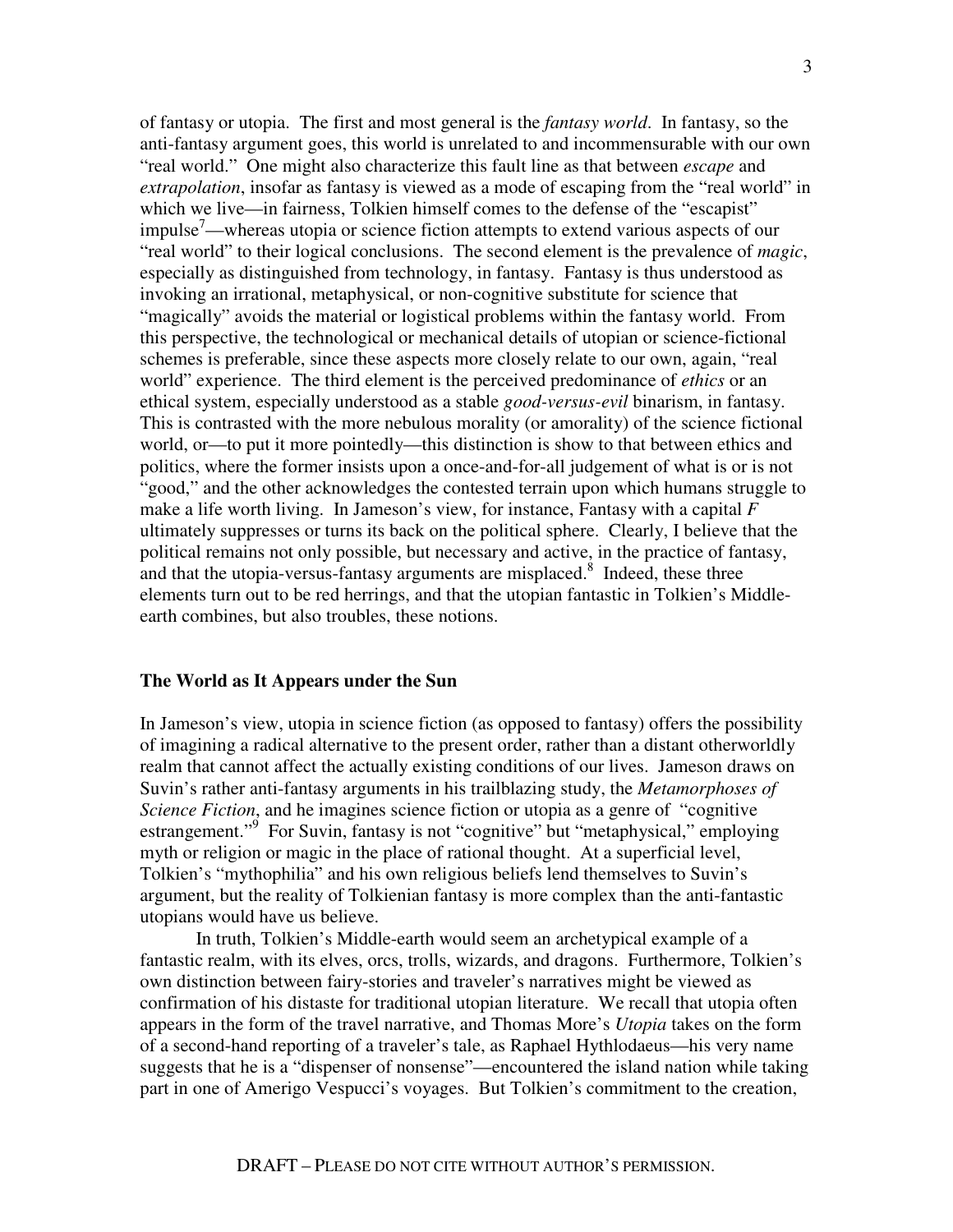of fantasy or utopia. The first and most general is the *fantasy world*. In fantasy, so the anti-fantasy argument goes, this world is unrelated to and incommensurable with our own "real world." One might also characterize this fault line as that between *escape* and *extrapolation*, insofar as fantasy is viewed as a mode of escaping from the "real world" in which we live—in fairness, Tolkien himself comes to the defense of the "escapist" impulse[7]—whereas utopia or science fiction attempts to extend various aspects of our "real world" to their logical conclusions. The second element is the prevalence of *magic*, especially as distinguished from technology, in fantasy. Fantasy is thus understood as invoking an irrational, metaphysical, or non-cognitive substitute for science that "magically" avoids the material or logistical problems within the fantasy world. From this perspective, the technological or mechanical details of utopian or science-fictional schemes is preferable, since these aspects more closely relate to our own, again, "real world" experience. The third element is the perceived predominance of *ethics* or an ethical system, especially understood as a stable *good-versus-evil* binarism, in fantasy. This is contrasted with the more nebulous morality (or amorality) of the science fictional world, or—to put it more pointedly—this distinction is show to that between ethics and politics, where the former insists upon a once-and-for-all judgement of what is or is not "good," and the other acknowledges the contested terrain upon which humans struggle to make a life worth living. In Jameson's view, for instance, Fantasy with a capital *F* ultimately suppresses or turns its back on the political sphere. Clearly, I believe that the political remains not only possible, but necessary and active, in the practice of fantasy, and that the utopia-versus-fantasy arguments are misplaced.[8] Indeed, these three elements turn out to be red herrings, and that the utopian fantastic in Tolkien's Middle-earth combines, but also troubles, these notions.

## The World as It Appears under the Sun

In Jameson's view, utopia in science fiction (as opposed to fantasy) offers the possibility of imagining a radical alternative to the present order, rather than a distant otherworldly realm that cannot affect the actually existing conditions of our lives. Jameson draws on Suvin's rather anti-fantasy arguments in his trailblazing study, the *Metamorphoses of Science Fiction*, and he imagines science fiction or utopia as a genre of "cognitive estrangement."[9] For Suvin, fantasy is not "cognitive" but "metaphysical," employing myth or religion or magic in the place of rational thought. At a superficial level, Tolkien's "mythophilia" and his own religious beliefs lend themselves to Suvin's argument, but the reality of Tolkienian fantasy is more complex than the anti-fantastic utopians would have us believe.

In truth, Tolkien's Middle-earth would seem an archetypical example of a fantastic realm, with its elves, orcs, trolls, wizards, and dragons. Furthermore, Tolkien's own distinction between fairy-stories and traveler's narratives might be viewed as confirmation of his distaste for traditional utopian literature. We recall that utopia often appears in the form of the travel narrative, and Thomas More's *Utopia* takes on the form of a second-hand reporting of a traveler's tale, as Raphael Hythlodaeus—his very name suggests that he is a "dispenser of nonsense"—encountered the island nation while taking part in one of Amerigo Vespucci's voyages. But Tolkien's commitment to the creation,

DRAFT – PLEASE DO NOT CITE WITHOUT AUTHOR'S PERMISSION.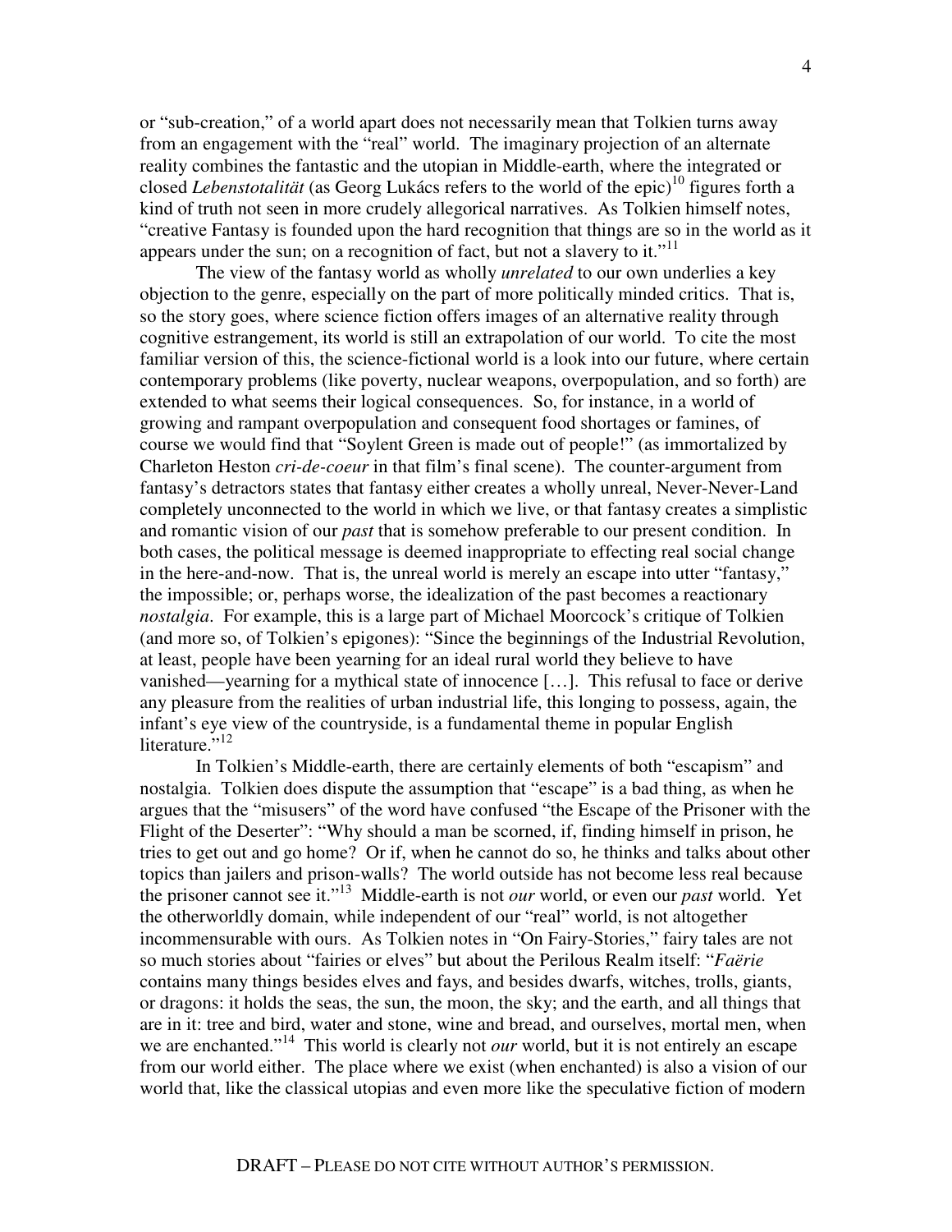or "sub-creation," of a world apart does not necessarily mean that Tolkien turns away from an engagement with the "real" world. The imaginary projection of an alternate reality combines the fantastic and the utopian in Middle-earth, where the integrated or closed *Lebenstotalität* (as Georg Lukács refers to the world of the epic)[10] figures forth a kind of truth not seen in more crudely allegorical narratives. As Tolkien himself notes, "creative Fantasy is founded upon the hard recognition that things are so in the world as it appears under the sun; on a recognition of fact, but not a slavery to it."[11]

The view of the fantasy world as wholly *unrelated* to our own underlies a key objection to the genre, especially on the part of more politically minded critics. That is, so the story goes, where science fiction offers images of an alternative reality through cognitive estrangement, its world is still an extrapolation of our world. To cite the most familiar version of this, the science-fictional world is a look into our future, where certain contemporary problems (like poverty, nuclear weapons, overpopulation, and so forth) are extended to what seems their logical consequences. So, for instance, in a world of growing and rampant overpopulation and consequent food shortages or famines, of course we would find that "Soylent Green is made out of people!" (as immortalized by Charleton Heston *cri-de-coeur* in that film's final scene). The counter-argument from fantasy's detractors states that fantasy either creates a wholly unreal, Never-Never-Land completely unconnected to the world in which we live, or that fantasy creates a simplistic and romantic vision of our *past* that is somehow preferable to our present condition. In both cases, the political message is deemed inappropriate to effecting real social change in the here-and-now. That is, the unreal world is merely an escape into utter "fantasy," the impossible; or, perhaps worse, the idealization of the past becomes a reactionary *nostalgia*. For example, this is a large part of Michael Moorcock's critique of Tolkien (and more so, of Tolkien's epigones): "Since the beginnings of the Industrial Revolution, at least, people have been yearning for an ideal rural world they believe to have vanished—yearning for a mythical state of innocence […]. This refusal to face or derive any pleasure from the realities of urban industrial life, this longing to possess, again, the infant's eye view of the countryside, is a fundamental theme in popular English literature."[12]

In Tolkien's Middle-earth, there are certainly elements of both "escapism" and nostalgia. Tolkien does dispute the assumption that "escape" is a bad thing, as when he argues that the "misusers" of the word have confused "the Escape of the Prisoner with the Flight of the Deserter": "Why should a man be scorned, if, finding himself in prison, he tries to get out and go home? Or if, when he cannot do so, he thinks and talks about other topics than jailers and prison-walls? The world outside has not become less real because the prisoner cannot see it."[13] Middle-earth is not *our* world, or even our *past* world. Yet the otherworldly domain, while independent of our "real" world, is not altogether incommensurable with ours. As Tolkien notes in "On Fairy-Stories," fairy tales are not so much stories about "fairies or elves" but about the Perilous Realm itself: "*Faërie* contains many things besides elves and fays, and besides dwarfs, witches, trolls, giants, or dragons: it holds the seas, the sun, the moon, the sky; and the earth, and all things that are in it: tree and bird, water and stone, wine and bread, and ourselves, mortal men, when we are enchanted."[14] This world is clearly not *our* world, but it is not entirely an escape from our world either. The place where we exist (when enchanted) is also a vision of our world that, like the classical utopias and even more like the speculative fiction of modern

DRAFT – PLEASE DO NOT CITE WITHOUT AUTHOR'S PERMISSION.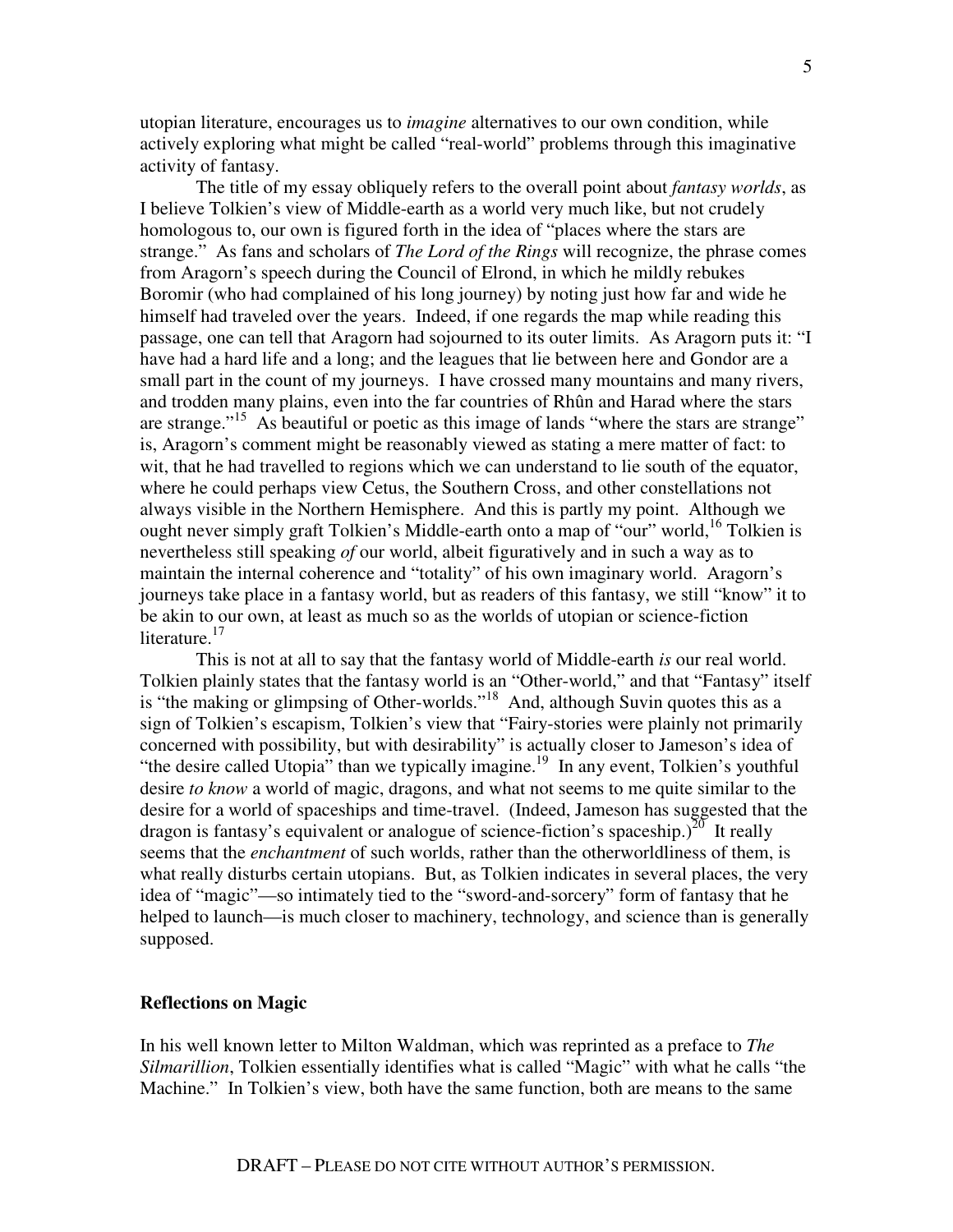utopian literature, encourages us to *imagine* alternatives to our own condition, while actively exploring what might be called "real-world" problems through this imaginative activity of fantasy.

The title of my essay obliquely refers to the overall point about *fantasy worlds*, as I believe Tolkien's view of Middle-earth as a world very much like, but not crudely homologous to, our own is figured forth in the idea of "places where the stars are strange." As fans and scholars of *The Lord of the Rings* will recognize, the phrase comes from Aragorn's speech during the Council of Elrond, in which he mildly rebukes Boromir (who had complained of his long journey) by noting just how far and wide he himself had traveled over the years. Indeed, if one regards the map while reading this passage, one can tell that Aragorn had sojourned to its outer limits. As Aragorn puts it: "I have had a hard life and a long; and the leagues that lie between here and Gondor are a small part in the count of my journeys. I have crossed many mountains and many rivers, and trodden many plains, even into the far countries of Rhûn and Harad where the stars are strange."[15] As beautiful or poetic as this image of lands "where the stars are strange" is, Aragorn's comment might be reasonably viewed as stating a mere matter of fact: to wit, that he had travelled to regions which we can understand to lie south of the equator, where he could perhaps view Cetus, the Southern Cross, and other constellations not always visible in the Northern Hemisphere. And this is partly my point. Although we ought never simply graft Tolkien's Middle-earth onto a map of "our" world,[16] Tolkien is nevertheless still speaking *of* our world, albeit figuratively and in such a way as to maintain the internal coherence and "totality" of his own imaginary world. Aragorn's journeys take place in a fantasy world, but as readers of this fantasy, we still "know" it to be akin to our own, at least as much so as the worlds of utopian or science-fiction literature.[17]

This is not at all to say that the fantasy world of Middle-earth *is* our real world. Tolkien plainly states that the fantasy world is an "Other-world," and that "Fantasy" itself is "the making or glimpsing of Other-worlds."[18] And, although Suvin quotes this as a sign of Tolkien's escapism, Tolkien's view that "Fairy-stories were plainly not primarily concerned with possibility, but with desirability" is actually closer to Jameson's idea of "the desire called Utopia" than we typically imagine.[19] In any event, Tolkien's youthful desire *to know* a world of magic, dragons, and what not seems to me quite similar to the desire for a world of spaceships and time-travel. (Indeed, Jameson has suggested that the dragon is fantasy's equivalent or analogue of science-fiction's spaceship.)[20] It really seems that the *enchantment* of such worlds, rather than the otherworldliness of them, is what really disturbs certain utopians. But, as Tolkien indicates in several places, the very idea of "magic"—so intimately tied to the "sword-and-sorcery" form of fantasy that he helped to launch—is much closer to machinery, technology, and science than is generally supposed.

## Reflections on Magic

In his well known letter to Milton Waldman, which was reprinted as a preface to *The Silmarillion*, Tolkien essentially identifies what is called "Magic" with what he calls "the Machine." In Tolkien's view, both have the same function, both are means to the same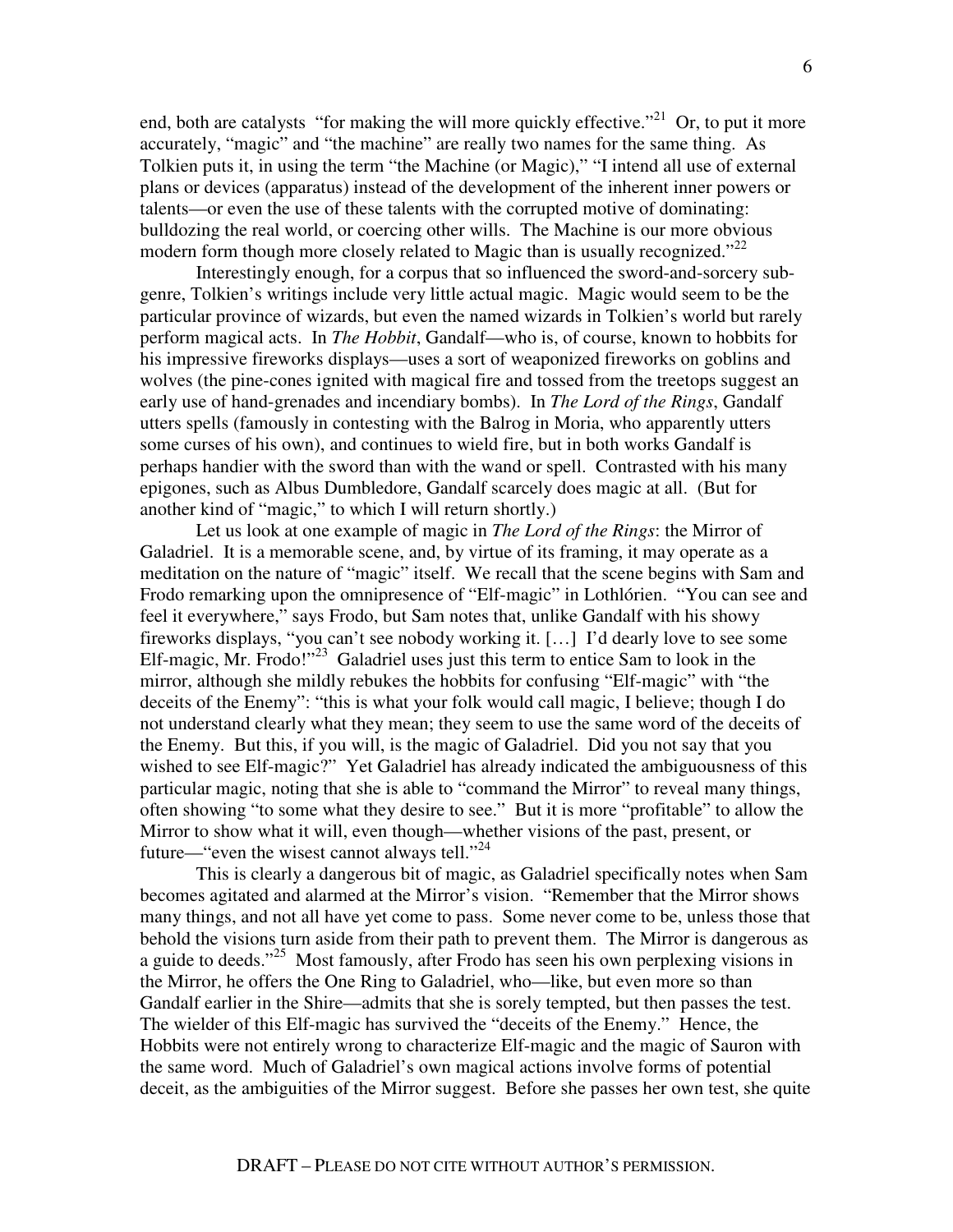end, both are catalysts "for making the will more quickly effective."[21] Or, to put it more accurately, "magic" and "the machine" are really two names for the same thing. As Tolkien puts it, in using the term "the Machine (or Magic)," "I intend all use of external plans or devices (apparatus) instead of the development of the inherent inner powers or talents—or even the use of these talents with the corrupted motive of dominating: bulldozing the real world, or coercing other wills. The Machine is our more obvious modern form though more closely related to Magic than is usually recognized."[22]

Interestingly enough, for a corpus that so influenced the sword-and-sorcery sub-genre, Tolkien's writings include very little actual magic. Magic would seem to be the particular province of wizards, but even the named wizards in Tolkien's world but rarely perform magical acts. In *The Hobbit*, Gandalf—who is, of course, known to hobbits for his impressive fireworks displays—uses a sort of weaponized fireworks on goblins and wolves (the pine-cones ignited with magical fire and tossed from the treetops suggest an early use of hand-grenades and incendiary bombs). In *The Lord of the Rings*, Gandalf utters spells (famously in contesting with the Balrog in Moria, who apparently utters some curses of his own), and continues to wield fire, but in both works Gandalf is perhaps handier with the sword than with the wand or spell. Contrasted with his many epigones, such as Albus Dumbledore, Gandalf scarcely does magic at all. (But for another kind of "magic," to which I will return shortly.)

Let us look at one example of magic in *The Lord of the Rings*: the Mirror of Galadriel. It is a memorable scene, and, by virtue of its framing, it may operate as a meditation on the nature of "magic" itself. We recall that the scene begins with Sam and Frodo remarking upon the omnipresence of "Elf-magic" in Lothlórien. "You can see and feel it everywhere," says Frodo, but Sam notes that, unlike Gandalf with his showy fireworks displays, "you can't see nobody working it. […] I'd dearly love to see some Elf-magic, Mr. Frodo!"[23] Galadriel uses just this term to entice Sam to look in the mirror, although she mildly rebukes the hobbits for confusing "Elf-magic" with "the deceits of the Enemy": "this is what your folk would call magic, I believe; though I do not understand clearly what they mean; they seem to use the same word of the deceits of the Enemy. But this, if you will, is the magic of Galadriel. Did you not say that you wished to see Elf-magic?" Yet Galadriel has already indicated the ambiguousness of this particular magic, noting that she is able to "command the Mirror" to reveal many things, often showing "to some what they desire to see." But it is more "profitable" to allow the Mirror to show what it will, even though—whether visions of the past, present, or future—"even the wisest cannot always tell."[24]

This is clearly a dangerous bit of magic, as Galadriel specifically notes when Sam becomes agitated and alarmed at the Mirror's vision. "Remember that the Mirror shows many things, and not all have yet come to pass. Some never come to be, unless those that behold the visions turn aside from their path to prevent them. The Mirror is dangerous as a guide to deeds."[25] Most famously, after Frodo has seen his own perplexing visions in the Mirror, he offers the One Ring to Galadriel, who—like, but even more so than Gandalf earlier in the Shire—admits that she is sorely tempted, but then passes the test. The wielder of this Elf-magic has survived the "deceits of the Enemy." Hence, the Hobbits were not entirely wrong to characterize Elf-magic and the magic of Sauron with the same word. Much of Galadriel's own magical actions involve forms of potential deceit, as the ambiguities of the Mirror suggest. Before she passes her own test, she quite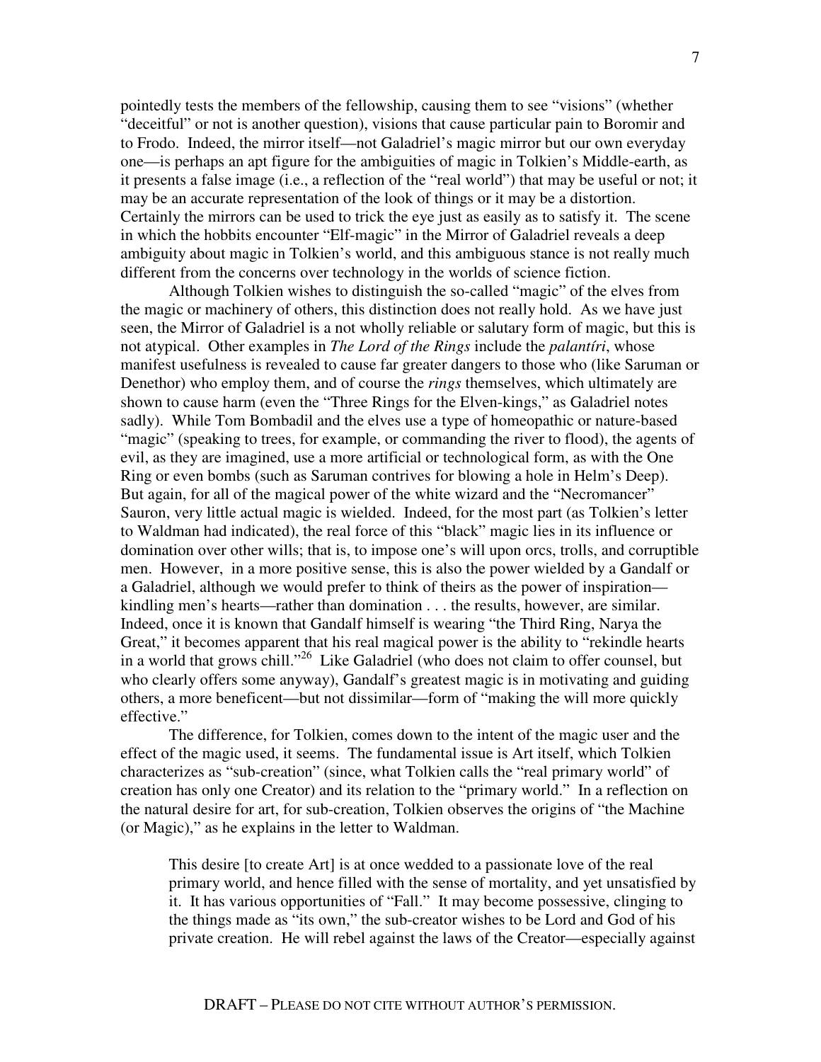pointedly tests the members of the fellowship, causing them to see "visions" (whether "deceitful" or not is another question), visions that cause particular pain to Boromir and to Frodo. Indeed, the mirror itself—not Galadriel's magic mirror but our own everyday one—is perhaps an apt figure for the ambiguities of magic in Tolkien's Middle-earth, as it presents a false image (i.e., a reflection of the "real world") that may be useful or not; it may be an accurate representation of the look of things or it may be a distortion. Certainly the mirrors can be used to trick the eye just as easily as to satisfy it. The scene in which the hobbits encounter "Elf-magic" in the Mirror of Galadriel reveals a deep ambiguity about magic in Tolkien's world, and this ambiguous stance is not really much different from the concerns over technology in the worlds of science fiction.

Although Tolkien wishes to distinguish the so-called "magic" of the elves from the magic or machinery of others, this distinction does not really hold. As we have just seen, the Mirror of Galadriel is a not wholly reliable or salutary form of magic, but this is not atypical. Other examples in *The Lord of the Rings* include the *palantíri*, whose manifest usefulness is revealed to cause far greater dangers to those who (like Saruman or Denethor) who employ them, and of course the *rings* themselves, which ultimately are shown to cause harm (even the "Three Rings for the Elven-kings," as Galadriel notes sadly). While Tom Bombadil and the elves use a type of homeopathic or nature-based "magic" (speaking to trees, for example, or commanding the river to flood), the agents of evil, as they are imagined, use a more artificial or technological form, as with the One Ring or even bombs (such as Saruman contrives for blowing a hole in Helm's Deep). But again, for all of the magical power of the white wizard and the "Necromancer" Sauron, very little actual magic is wielded. Indeed, for the most part (as Tolkien's letter to Waldman had indicated), the real force of this "black" magic lies in its influence or domination over other wills; that is, to impose one's will upon orcs, trolls, and corruptible men. However, in a more positive sense, this is also the power wielded by a Gandalf or a Galadriel, although we would prefer to think of theirs as the power of inspiration—kindling men's hearts—rather than domination . . . the results, however, are similar. Indeed, once it is known that Gandalf himself is wearing "the Third Ring, Narya the Great," it becomes apparent that his real magical power is the ability to "rekindle hearts in a world that grows chill."[26] Like Galadriel (who does not claim to offer counsel, but who clearly offers some anyway), Gandalf's greatest magic is in motivating and guiding others, a more beneficent—but not dissimilar—form of "making the will more quickly effective."

The difference, for Tolkien, comes down to the intent of the magic user and the effect of the magic used, it seems. The fundamental issue is Art itself, which Tolkien characterizes as "sub-creation" (since, what Tolkien calls the "real primary world" of creation has only one Creator) and its relation to the "primary world." In a reflection on the natural desire for art, for sub-creation, Tolkien observes the origins of "the Machine (or Magic)," as he explains in the letter to Waldman.

> This desire [to create Art] is at once wedded to a passionate love of the real primary world, and hence filled with the sense of mortality, and yet unsatisfied by it. It has various opportunities of "Fall." It may become possessive, clinging to the things made as "its own," the sub-creator wishes to be Lord and God of his private creation. He will rebel against the laws of the Creator—especially against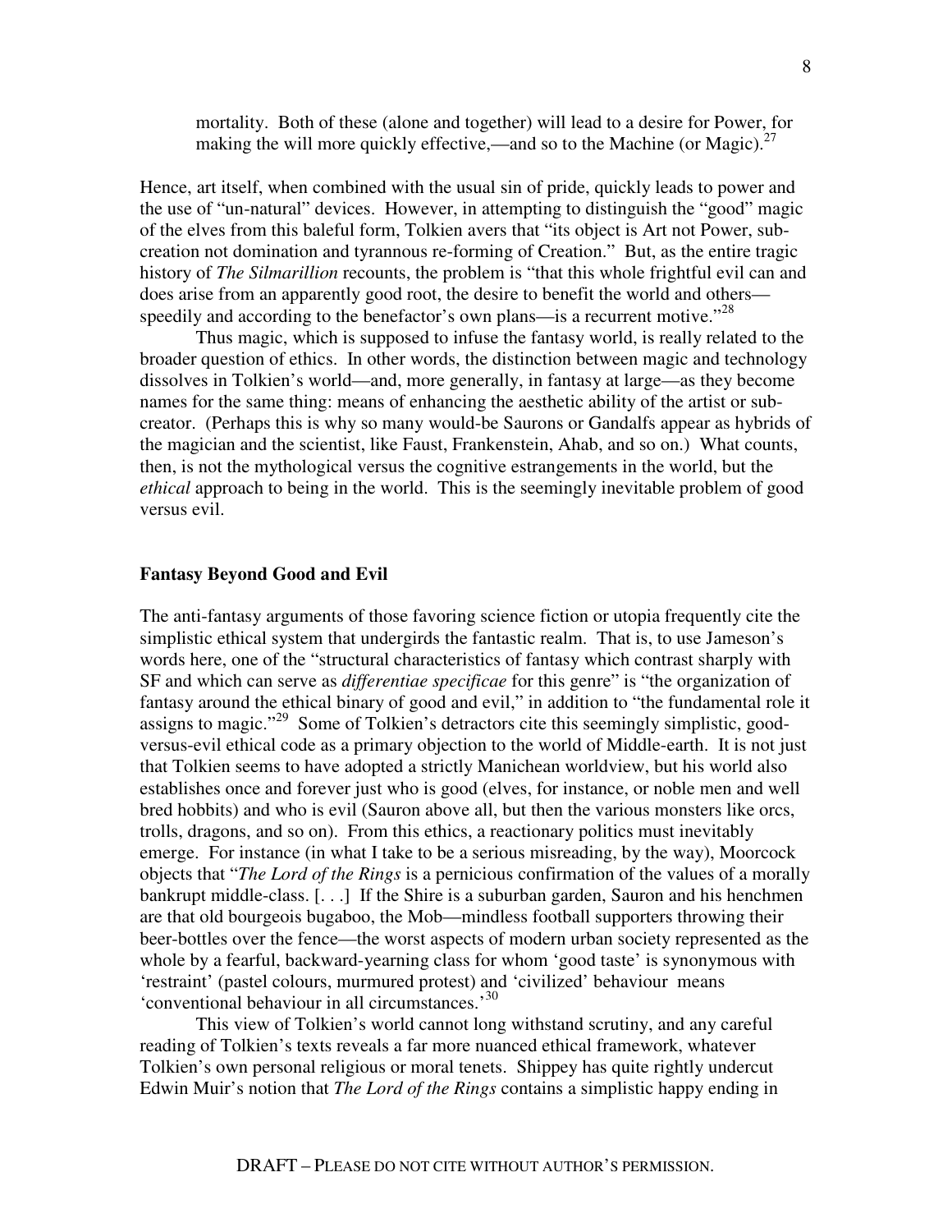> mortality. Both of these (alone and together) will lead to a desire for Power, for making the will more quickly effective,—and so to the Machine (or Magic).[27]

Hence, art itself, when combined with the usual sin of pride, quickly leads to power and the use of "un-natural" devices. However, in attempting to distinguish the "good" magic of the elves from this baleful form, Tolkien avers that "its object is Art not Power, sub-creation not domination and tyrannous re-forming of Creation." But, as the entire tragic history of *The Silmarillion* recounts, the problem is "that this whole frightful evil can and does arise from an apparently good root, the desire to benefit the world and others—speedily and according to the benefactor's own plans—is a recurrent motive."[28]

Thus magic, which is supposed to infuse the fantasy world, is really related to the broader question of ethics. In other words, the distinction between magic and technology dissolves in Tolkien's world—and, more generally, in fantasy at large—as they become names for the same thing: means of enhancing the aesthetic ability of the artist or sub-creator. (Perhaps this is why so many would-be Saurons or Gandalfs appear as hybrids of the magician and the scientist, like Faust, Frankenstein, Ahab, and so on.) What counts, then, is not the mythological versus the cognitive estrangements in the world, but the *ethical* approach to being in the world. This is the seemingly inevitable problem of good versus evil.

## Fantasy Beyond Good and Evil

The anti-fantasy arguments of those favoring science fiction or utopia frequently cite the simplistic ethical system that undergirds the fantastic realm. That is, to use Jameson's words here, one of the "structural characteristics of fantasy which contrast sharply with SF and which can serve as *differentiae specificae* for this genre" is "the organization of fantasy around the ethical binary of good and evil," in addition to "the fundamental role it assigns to magic."[29] Some of Tolkien's detractors cite this seemingly simplistic, good-versus-evil ethical code as a primary objection to the world of Middle-earth. It is not just that Tolkien seems to have adopted a strictly Manichean worldview, but his world also establishes once and forever just who is good (elves, for instance, or noble men and well bred hobbits) and who is evil (Sauron above all, but then the various monsters like orcs, trolls, dragons, and so on). From this ethics, a reactionary politics must inevitably emerge. For instance (in what I take to be a serious misreading, by the way), Moorcock objects that "*The Lord of the Rings* is a pernicious confirmation of the values of a morally bankrupt middle-class. [. . .] If the Shire is a suburban garden, Sauron and his henchmen are that old bourgeois bugaboo, the Mob—mindless football supporters throwing their beer-bottles over the fence—the worst aspects of modern urban society represented as the whole by a fearful, backward-yearning class for whom 'good taste' is synonymous with 'restraint' (pastel colours, murmured protest) and 'civilized' behaviour means 'conventional behaviour in all circumstances.'[30]

This view of Tolkien's world cannot long withstand scrutiny, and any careful reading of Tolkien's texts reveals a far more nuanced ethical framework, whatever Tolkien's own personal religious or moral tenets. Shippey has quite rightly undercut Edwin Muir's notion that *The Lord of the Rings* contains a simplistic happy ending in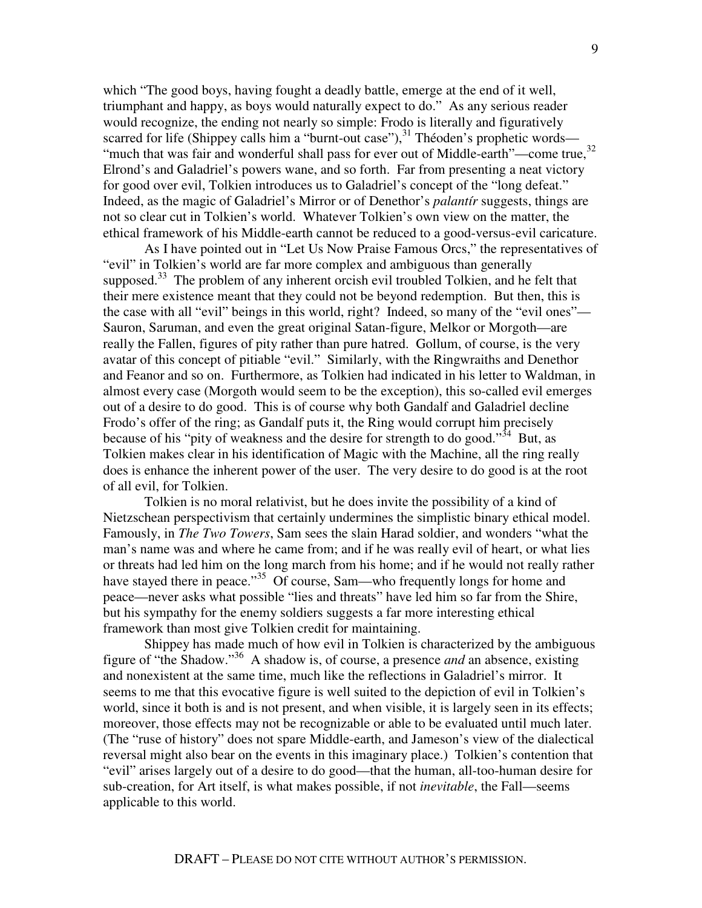which "The good boys, having fought a deadly battle, emerge at the end of it well, triumphant and happy, as boys would naturally expect to do." As any serious reader would recognize, the ending not nearly so simple: Frodo is literally and figuratively scarred for life (Shippey calls him a "burnt-out case"),[31] Théoden's prophetic words—"much that was fair and wonderful shall pass for ever out of Middle-earth"—come true,[32] Elrond's and Galadriel's powers wane, and so forth. Far from presenting a neat victory for good over evil, Tolkien introduces us to Galadriel's concept of the "long defeat." Indeed, as the magic of Galadriel's Mirror or of Denethor's *palantír* suggests, things are not so clear cut in Tolkien's world. Whatever Tolkien's own view on the matter, the ethical framework of his Middle-earth cannot be reduced to a good-versus-evil caricature.

As I have pointed out in "Let Us Now Praise Famous Orcs," the representatives of "evil" in Tolkien's world are far more complex and ambiguous than generally supposed.[33] The problem of any inherent orcish evil troubled Tolkien, and he felt that their mere existence meant that they could not be beyond redemption. But then, this is the case with all "evil" beings in this world, right? Indeed, so many of the "evil ones"—Sauron, Saruman, and even the great original Satan-figure, Melkor or Morgoth—are really the Fallen, figures of pity rather than pure hatred. Gollum, of course, is the very avatar of this concept of pitiable "evil." Similarly, with the Ringwraiths and Denethor and Feanor and so on. Furthermore, as Tolkien had indicated in his letter to Waldman, in almost every case (Morgoth would seem to be the exception), this so-called evil emerges out of a desire to do good. This is of course why both Gandalf and Galadriel decline Frodo's offer of the ring; as Gandalf puts it, the Ring would corrupt him precisely because of his "pity of weakness and the desire for strength to do good."[34] But, as Tolkien makes clear in his identification of Magic with the Machine, all the ring really does is enhance the inherent power of the user. The very desire to do good is at the root of all evil, for Tolkien.

Tolkien is no moral relativist, but he does invite the possibility of a kind of Nietzschean perspectivism that certainly undermines the simplistic binary ethical model. Famously, in *The Two Towers*, Sam sees the slain Harad soldier, and wonders "what the man's name was and where he came from; and if he was really evil of heart, or what lies or threats had led him on the long march from his home; and if he would not really rather have stayed there in peace."[35] Of course, Sam—who frequently longs for home and peace—never asks what possible "lies and threats" have led him so far from the Shire, but his sympathy for the enemy soldiers suggests a far more interesting ethical framework than most give Tolkien credit for maintaining.

Shippey has made much of how evil in Tolkien is characterized by the ambiguous figure of "the Shadow."[36] A shadow is, of course, a presence *and* an absence, existing and nonexistent at the same time, much like the reflections in Galadriel's mirror. It seems to me that this evocative figure is well suited to the depiction of evil in Tolkien's world, since it both is and is not present, and when visible, it is largely seen in its effects; moreover, those effects may not be recognizable or able to be evaluated until much later. (The "ruse of history" does not spare Middle-earth, and Jameson's view of the dialectical reversal might also bear on the events in this imaginary place.) Tolkien's contention that "evil" arises largely out of a desire to do good—that the human, all-too-human desire for sub-creation, for Art itself, is what makes possible, if not *inevitable*, the Fall—seems applicable to this world.

DRAFT – PLEASE DO NOT CITE WITHOUT AUTHOR'S PERMISSION.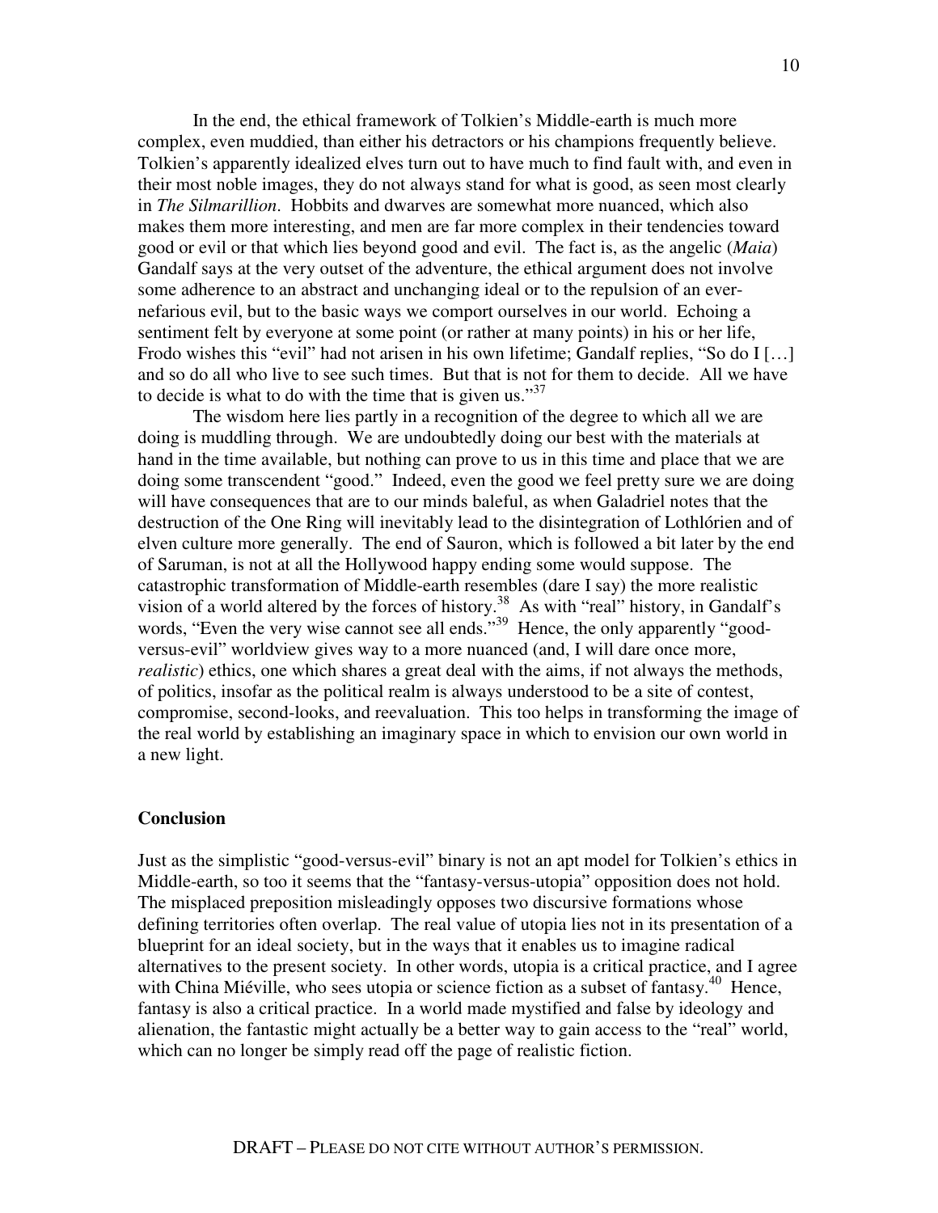In the end, the ethical framework of Tolkien's Middle-earth is much more complex, even muddied, than either his detractors or his champions frequently believe. Tolkien's apparently idealized elves turn out to have much to find fault with, and even in their most noble images, they do not always stand for what is good, as seen most clearly in *The Silmarillion*. Hobbits and dwarves are somewhat more nuanced, which also makes them more interesting, and men are far more complex in their tendencies toward good or evil or that which lies beyond good and evil. The fact is, as the angelic (*Maia*) Gandalf says at the very outset of the adventure, the ethical argument does not involve some adherence to an abstract and unchanging ideal or to the repulsion of an ever-nefarious evil, but to the basic ways we comport ourselves in our world. Echoing a sentiment felt by everyone at some point (or rather at many points) in his or her life, Frodo wishes this "evil" had not arisen in his own lifetime; Gandalf replies, "So do I […] and so do all who live to see such times. But that is not for them to decide. All we have to decide is what to do with the time that is given us."[37]

The wisdom here lies partly in a recognition of the degree to which all we are doing is muddling through. We are undoubtedly doing our best with the materials at hand in the time available, but nothing can prove to us in this time and place that we are doing some transcendent "good." Indeed, even the good we feel pretty sure we are doing will have consequences that are to our minds baleful, as when Galadriel notes that the destruction of the One Ring will inevitably lead to the disintegration of Lothlórien and of elven culture more generally. The end of Sauron, which is followed a bit later by the end of Saruman, is not at all the Hollywood happy ending some would suppose. The catastrophic transformation of Middle-earth resembles (dare I say) the more realistic vision of a world altered by the forces of history.[38] As with "real" history, in Gandalf's words, "Even the very wise cannot see all ends."[39] Hence, the only apparently "good-versus-evil" worldview gives way to a more nuanced (and, I will dare once more, *realistic*) ethics, one which shares a great deal with the aims, if not always the methods, of politics, insofar as the political realm is always understood to be a site of contest, compromise, second-looks, and reevaluation. This too helps in transforming the image of the real world by establishing an imaginary space in which to envision our own world in a new light.

**Conclusion**

Just as the simplistic "good-versus-evil" binary is not an apt model for Tolkien's ethics in Middle-earth, so too it seems that the "fantasy-versus-utopia" opposition does not hold. The misplaced preposition misleadingly opposes two discursive formations whose defining territories often overlap. The real value of utopia lies not in its presentation of a blueprint for an ideal society, but in the ways that it enables us to imagine radical alternatives to the present society. In other words, utopia is a critical practice, and I agree with China Miéville, who sees utopia or science fiction as a subset of fantasy.[40] Hence, fantasy is also a critical practice. In a world made mystified and false by ideology and alienation, the fantastic might actually be a better way to gain access to the "real" world, which can no longer be simply read off the page of realistic fiction.

DRAFT – PLEASE DO NOT CITE WITHOUT AUTHOR'S PERMISSION.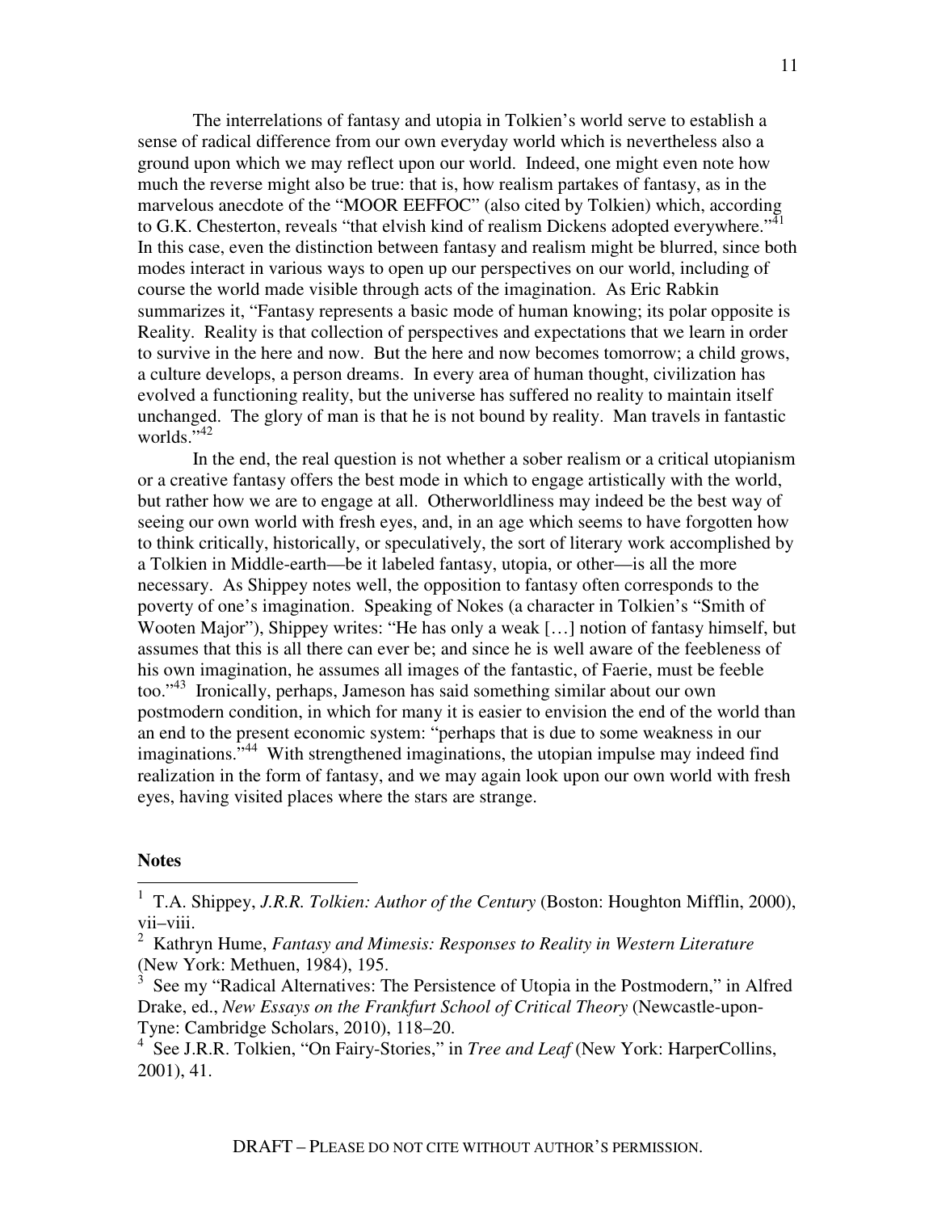The interrelations of fantasy and utopia in Tolkien's world serve to establish a sense of radical difference from our own everyday world which is nevertheless also a ground upon which we may reflect upon our world. Indeed, one might even note how much the reverse might also be true: that is, how realism partakes of fantasy, as in the marvelous anecdote of the "MOOR EEFFOC" (also cited by Tolkien) which, according to G.K. Chesterton, reveals "that elvish kind of realism Dickens adopted everywhere."[41] In this case, even the distinction between fantasy and realism might be blurred, since both modes interact in various ways to open up our perspectives on our world, including of course the world made visible through acts of the imagination. As Eric Rabkin summarizes it, "Fantasy represents a basic mode of human knowing; its polar opposite is Reality. Reality is that collection of perspectives and expectations that we learn in order to survive in the here and now. But the here and now becomes tomorrow; a child grows, a culture develops, a person dreams. In every area of human thought, civilization has evolved a functioning reality, but the universe has suffered no reality to maintain itself unchanged. The glory of man is that he is not bound by reality. Man travels in fantastic worlds."[42]

In the end, the real question is not whether a sober realism or a critical utopianism or a creative fantasy offers the best mode in which to engage artistically with the world, but rather how we are to engage at all. Otherworldliness may indeed be the best way of seeing our own world with fresh eyes, and, in an age which seems to have forgotten how to think critically, historically, or speculatively, the sort of literary work accomplished by a Tolkien in Middle-earth—be it labeled fantasy, utopia, or other—is all the more necessary. As Shippey notes well, the opposition to fantasy often corresponds to the poverty of one's imagination. Speaking of Nokes (a character in Tolkien's "Smith of Wooten Major"), Shippey writes: "He has only a weak […] notion of fantasy himself, but assumes that this is all there can ever be; and since he is well aware of the feebleness of his own imagination, he assumes all images of the fantastic, of Faerie, must be feeble too."[43] Ironically, perhaps, Jameson has said something similar about our own postmodern condition, in which for many it is easier to envision the end of the world than an end to the present economic system: "perhaps that is due to some weakness in our imaginations."[44] With strengthened imaginations, the utopian impulse may indeed find realization in the form of fantasy, and we may again look upon our own world with fresh eyes, having visited places where the stars are strange.

**Notes**

[1] T.A. Shippey, *J.R.R. Tolkien: Author of the Century* (Boston: Houghton Mifflin, 2000), vii–viii.

[2] Kathryn Hume, *Fantasy and Mimesis: Responses to Reality in Western Literature* (New York: Methuen, 1984), 195.

[3] See my "Radical Alternatives: The Persistence of Utopia in the Postmodern," in Alfred Drake, ed., *New Essays on the Frankfurt School of Critical Theory* (Newcastle-upon-Tyne: Cambridge Scholars, 2010), 118–20.

[4] See J.R.R. Tolkien, "On Fairy-Stories," in *Tree and Leaf* (New York: HarperCollins, 2001), 41.

DRAFT – PLEASE DO NOT CITE WITHOUT AUTHOR'S PERMISSION.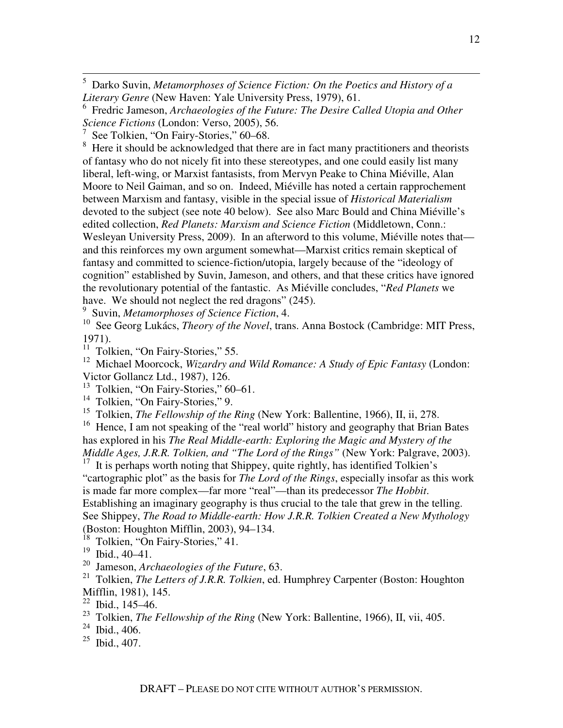[5] Darko Suvin, *Metamorphoses of Science Fiction: On the Poetics and History of a Literary Genre* (New Haven: Yale University Press, 1979), 61.

[6] Fredric Jameson, *Archaeologies of the Future: The Desire Called Utopia and Other Science Fictions* (London: Verso, 2005), 56.

[7] See Tolkien, "On Fairy-Stories," 60–68.

[8] Here it should be acknowledged that there are in fact many practitioners and theorists of fantasy who do not nicely fit into these stereotypes, and one could easily list many liberal, left-wing, or Marxist fantasists, from Mervyn Peake to China Miéville, Alan Moore to Neil Gaiman, and so on. Indeed, Miéville has noted a certain rapprochement between Marxism and fantasy, visible in the special issue of *Historical Materialism* devoted to the subject (see note 40 below). See also Marc Bould and China Miéville's edited collection, *Red Planets: Marxism and Science Fiction* (Middletown, Conn.: Wesleyan University Press, 2009). In an afterword to this volume, Miéville notes that—and this reinforces my own argument somewhat—Marxist critics remain skeptical of fantasy and committed to science-fiction/utopia, largely because of the "ideology of cognition" established by Suvin, Jameson, and others, and that these critics have ignored the revolutionary potential of the fantastic. As Miéville concludes, "*Red Planets* we have. We should not neglect the red dragons" (245).

[9] Suvin, *Metamorphoses of Science Fiction*, 4.

[10] See Georg Lukács, *Theory of the Novel*, trans. Anna Bostock (Cambridge: MIT Press, 1971).

[11] Tolkien, "On Fairy-Stories," 55.

[12] Michael Moorcock, *Wizardry and Wild Romance: A Study of Epic Fantasy* (London: Victor Gollancz Ltd., 1987), 126.

[13] Tolkien, "On Fairy-Stories," 60–61.

[14] Tolkien, "On Fairy-Stories," 9.

[15] Tolkien, *The Fellowship of the Ring* (New York: Ballentine, 1966), II, ii, 278.

[16] Hence, I am not speaking of the "real world" history and geography that Brian Bates has explored in his *The Real Middle-earth: Exploring the Magic and Mystery of the Middle Ages, J.R.R. Tolkien, and "The Lord of the Rings"* (New York: Palgrave, 2003).

[17] It is perhaps worth noting that Shippey, quite rightly, has identified Tolkien's "cartographic plot" as the basis for *The Lord of the Rings*, especially insofar as this work is made far more complex—far more "real"—than its predecessor *The Hobbit*. Establishing an imaginary geography is thus crucial to the tale that grew in the telling. See Shippey, *The Road to Middle-earth: How J.R.R. Tolkien Created a New Mythology* (Boston: Houghton Mifflin, 2003), 94–134.

[18] Tolkien, "On Fairy-Stories," 41.

[19] Ibid., 40–41.

[20] Jameson, *Archaeologies of the Future*, 63.

[21] Tolkien, *The Letters of J.R.R. Tolkien*, ed. Humphrey Carpenter (Boston: Houghton Mifflin, 1981), 145.

[22] Ibid., 145–46.

[23] Tolkien, *The Fellowship of the Ring* (New York: Ballentine, 1966), II, vii, 405.

[24] Ibid., 406.

[25] Ibid., 407.

DRAFT – PLEASE DO NOT CITE WITHOUT AUTHOR'S PERMISSION.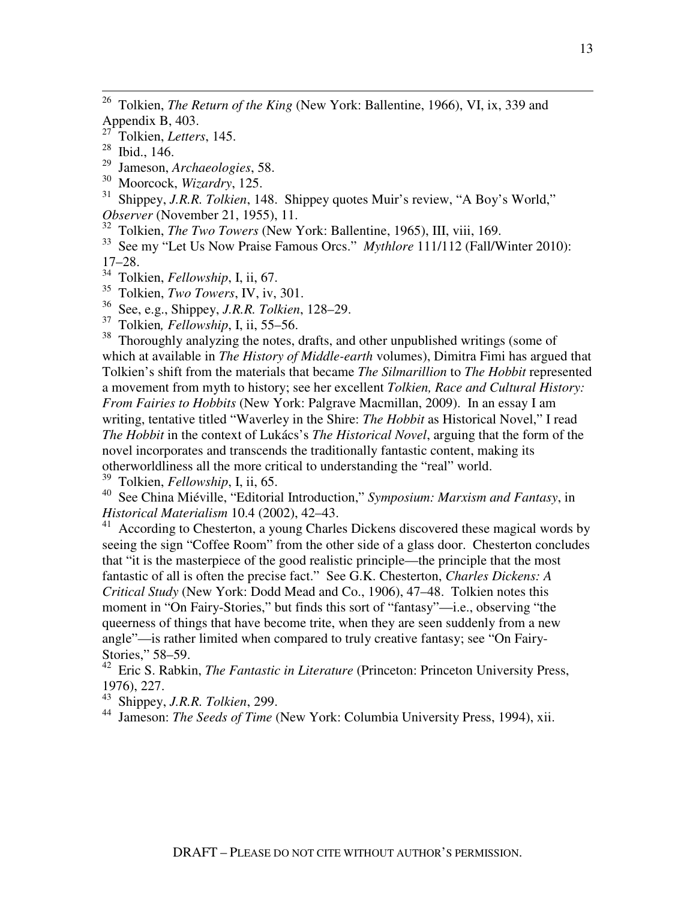[26] Tolkien, *The Return of the King* (New York: Ballentine, 1966), VI, ix, 339 and Appendix B, 403.

[27] Tolkien, *Letters*, 145.

[28] Ibid., 146.

[29] Jameson, *Archaeologies*, 58.

[30] Moorcock, *Wizardry*, 125.

[31] Shippey, *J.R.R. Tolkien*, 148. Shippey quotes Muir's review, "A Boy's World," *Observer* (November 21, 1955), 11.

[32] Tolkien, *The Two Towers* (New York: Ballentine, 1965), III, viii, 169.

[33] See my "Let Us Now Praise Famous Orcs." *Mythlore* 111/112 (Fall/Winter 2010): 17–28.

[34] Tolkien, *Fellowship*, I, ii, 67.

[35] Tolkien, *Two Towers*, IV, iv, 301.

[36] See, e.g., Shippey, *J.R.R. Tolkien*, 128–29.

[37] Tolkien*, Fellowship*, I, ii, 55–56.

[38] Thoroughly analyzing the notes, drafts, and other unpublished writings (some of which at available in *The History of Middle-earth* volumes), Dimitra Fimi has argued that Tolkien's shift from the materials that became *The Silmarillion* to *The Hobbit* represented a movement from myth to history; see her excellent *Tolkien, Race and Cultural History: From Fairies to Hobbits* (New York: Palgrave Macmillan, 2009). In an essay I am writing, tentative titled "Waverley in the Shire: *The Hobbit* as Historical Novel," I read *The Hobbit* in the context of Lukács's *The Historical Novel*, arguing that the form of the novel incorporates and transcends the traditionally fantastic content, making its otherworldliness all the more critical to understanding the "real" world.

[39] Tolkien, *Fellowship*, I, ii, 65.

[40] See China Miéville, "Editorial Introduction," *Symposium: Marxism and Fantasy*, in *Historical Materialism* 10.4 (2002), 42–43.

[41] According to Chesterton, a young Charles Dickens discovered these magical words by seeing the sign "Coffee Room" from the other side of a glass door. Chesterton concludes that "it is the masterpiece of the good realistic principle—the principle that the most fantastic of all is often the precise fact." See G.K. Chesterton, *Charles Dickens: A Critical Study* (New York: Dodd Mead and Co., 1906), 47–48. Tolkien notes this moment in "On Fairy-Stories," but finds this sort of "fantasy"—i.e., observing "the queerness of things that have become trite, when they are seen suddenly from a new angle"—is rather limited when compared to truly creative fantasy; see "On Fairy-Stories," 58–59.

[42] Eric S. Rabkin, *The Fantastic in Literature* (Princeton: Princeton University Press, 1976), 227.

[43] Shippey, *J.R.R. Tolkien*, 299.

[44] Jameson: *The Seeds of Time* (New York: Columbia University Press, 1994), xii.

DRAFT – PLEASE DO NOT CITE WITHOUT AUTHOR'S PERMISSION.